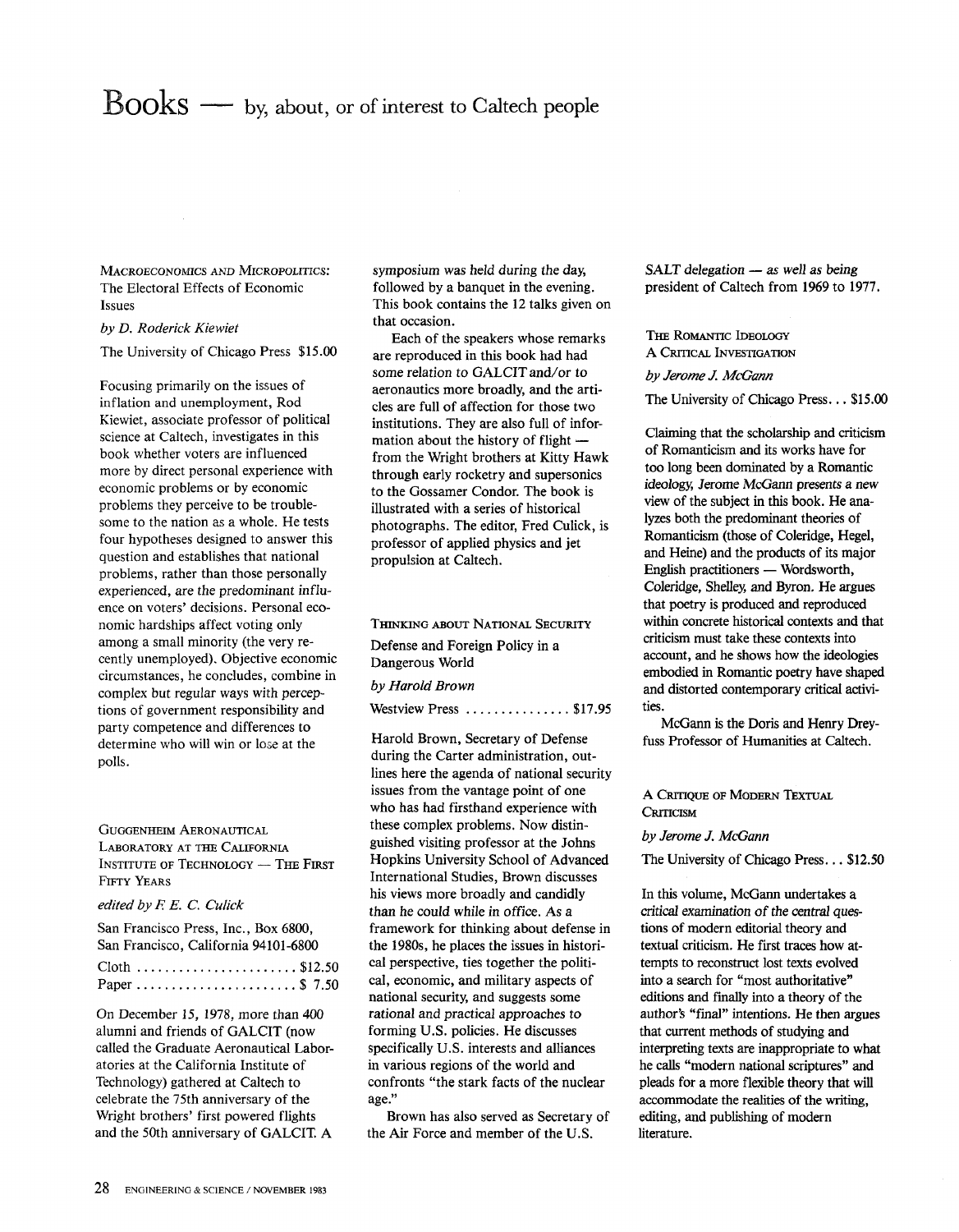# Books — by, about, or of interest to Caltech people

### MACROECONOMICS AND MICROPOLITICS: The Electoral Effects of Economic Issues

*by D. Roderick Kiewiet*

The University of Chicago Press $15.00

Focusing primarily on the issues of inflation and unemployment, Rod Kiewiet, associate professor of political science at Caltech, investigates in this book whether voters are influenced more by direct personal experience with economic problems or by economic problems they perceive to be troublesome to the nation as a whole. He tests four hypotheses designed to answer this question and establishes that national problems, rather than those personally experienced, are the predominant influence on voters' decisions. Personal economic hardships affect voting only among a small minority (the very recently unemployed). Objective economic circumstances, he concludes, combine in complex but regular ways with perceptions of government responsibility and party competence and differences to determine who will win or lose at the polls.

### GUGGENHEIM AERONAUTICAL LABORATORY AT THE CALIFORNIA INSTITUTE OF TECHNOLOGY — THE FIRST FIFTY YEARS

*edited by F. E. C. Culick*

San Francisco Press, Inc., Box 6800, San Francisco, California 94101-6800

Cloth ....................... $12.50
Paper ....................... $ 7.50

On December 15, 1978, more than 400 alumni and friends of GALCIT (now called the Graduate Aeronautical Laboratories at the California Institute of Technology) gathered at Caltech to celebrate the 75th anniversary of the Wright brothers' first powered flights and the 50th anniversary of GALCIT. A symposium was held during the day, followed by a banquet in the evening. This book contains the 12 talks given on that occasion.

Each of the speakers whose remarks are reproduced in this book had had some relation to GALCIT and/or to aeronautics more broadly, and the articles are full of affection for those two institutions. They are also full of information about the history of flight — from the Wright brothers at Kitty Hawk through early rocketry and supersonics to the Gossamer Condor. The book is illustrated with a series of historical photographs. The editor, Fred Culick, is professor of applied physics and jet propulsion at Caltech.

### THINKING ABOUT NATIONAL SECURITY

Defense and Foreign Policy in a Dangerous World

*by Harold Brown*

Westview Press ............... $17.95

Harold Brown, Secretary of Defense during the Carter administration, outlines here the agenda of national security issues from the vantage point of one who has had firsthand experience with these complex problems. Now distinguished visiting professor at the Johns Hopkins University School of Advanced International Studies, Brown discusses his views more broadly and candidly than he could while in office. As a framework for thinking about defense in the 1980s, he places the issues in historical perspective, ties together the political, economic, and military aspects of national security, and suggests some rational and practical approaches to forming U.S. policies. He discusses specifically U.S. interests and alliances in various regions of the world and confronts "the stark facts of the nuclear age."

Brown has also served as Secretary of the Air Force and member of the U.S. SALT delegation — as well as being president of Caltech from 1969 to 1977.

### THE ROMANTIC IDEOLOGY A CRITICAL INVESTIGATION

*by Jerome J. McGann*

The University of Chicago Press... $15.00

Claiming that the scholarship and criticism of Romanticism and its works have for too long been dominated by a Romantic ideology, Jerome McGann presents a new view of the subject in this book. He analyzes both the predominant theories of Romanticism (those of Coleridge, Hegel, and Heine) and the products of its major English practitioners — Wordsworth, Coleridge, Shelley, and Byron. He argues that poetry is produced and reproduced within concrete historical contexts and that criticism must take these contexts into account, and he shows how the ideologies embodied in Romantic poetry have shaped and distorted contemporary critical activities.

McGann is the Doris and Henry Dreyfuss Professor of Humanities at Caltech.

### A CRITIQUE OF MODERN TEXTUAL CRITICISM

*by Jerome J. McGann*

The University of Chicago Press... $12.50

In this volume, McGann undertakes a critical examination of the central questions of modern editorial theory and textual criticism. He first traces how attempts to reconstruct lost texts evolved into a search for "most authoritative" editions and finally into a theory of the author's "final" intentions. He then argues that current methods of studying and interpreting texts are inappropriate to what he calls "modern national scriptures" and pleads for a more flexible theory that will accommodate the realities of the writing, editing, and publishing of modern literature.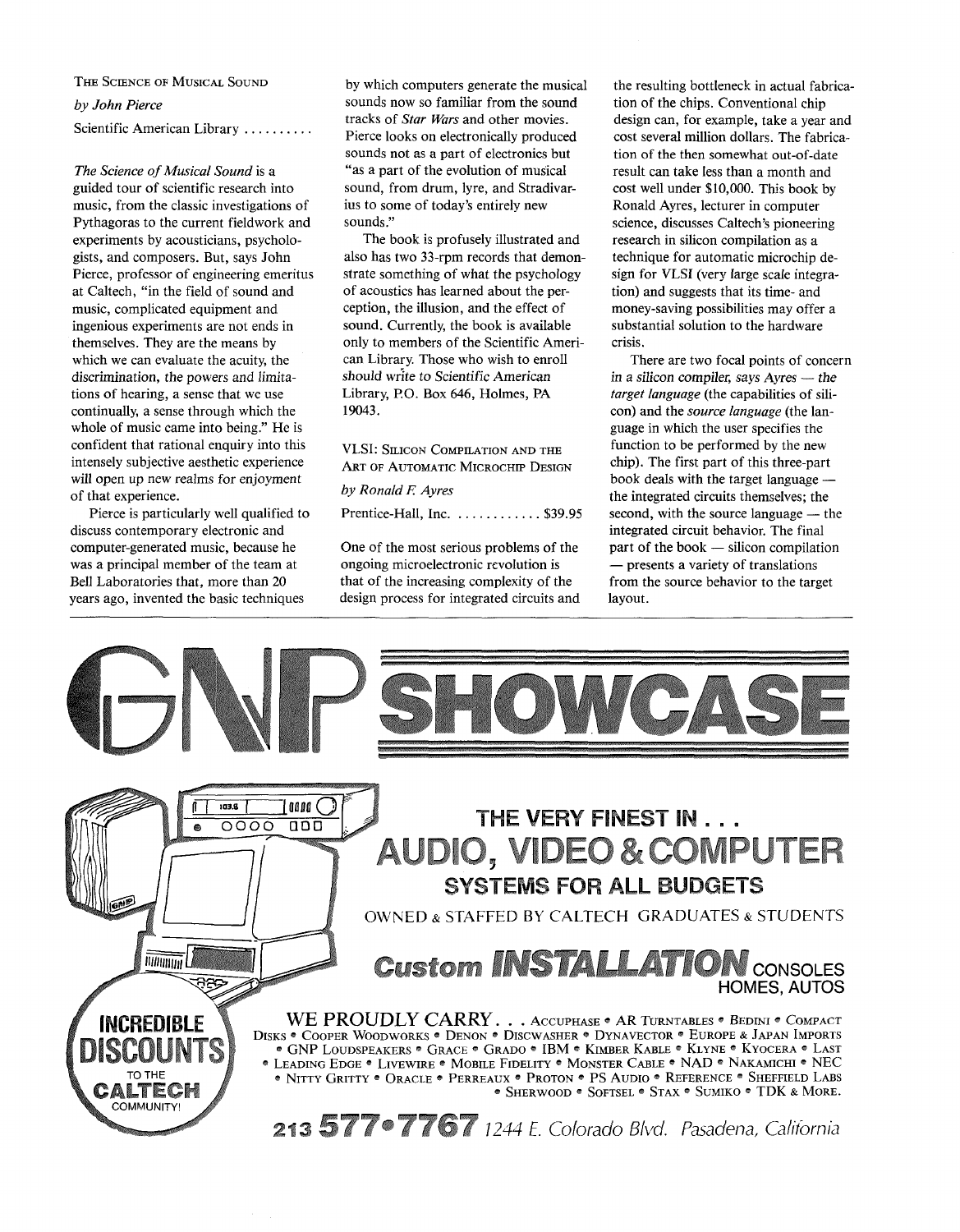THE SCIENCE OF MUSICAL SOUND

*by John Pierce*

Scientific American Library ..........

*The Science of Musical Sound* is a guided tour of scientific research into music, from the classic investigations of Pythagoras to the current fieldwork and experiments by acousticians, psychologists, and composers. But, says John Pierce, professor of engineering emeritus at Caltech, "in the field of sound and music, complicated equipment and ingenious experiments are not ends in themselves. They are the means by which we can evaluate the acuity, the discrimination, the powers and limitations of hearing, a sense that we use continually, a sense through which the whole of music came into being." He is confident that rational enquiry into this intensely subjective aesthetic experience will open up new realms for enjoyment of that experience.

Pierce is particularly well qualified to discuss contemporary electronic and computer-generated music, because he was a principal member of the team at Bell Laboratories that, more than 20 years ago, invented the basic techniques by which computers generate the musical sounds now so familiar from the sound tracks of *Star Wars* and other movies. Pierce looks on electronically produced sounds not as a part of electronics but "as a part of the evolution of musical sound, from drum, lyre, and Stradivarius to some of today's entirely new sounds."

The book is profusely illustrated and also has two 33-rpm records that demonstrate something of what the psychology of acoustics has learned about the perception, the illusion, and the effect of sound. Currently, the book is available only to members of the Scientific American Library. Those who wish to enroll should write to Scientific American Library, P.O. Box 646, Holmes, PA 19043.

VLSI: SILICON COMPILATION AND THE ART OF AUTOMATIC MICROCHIP DESIGN

*by Ronald F. Ayres*

Prentice-Hall, Inc. ............ $39.95

One of the most serious problems of the ongoing microelectronic revolution is that of the increasing complexity of the design process for integrated circuits and the resulting bottleneck in actual fabrication of the chips. Conventional chip design can, for example, take a year and cost several million dollars. The fabrication of the then somewhat out-of-date result can take less than a month and cost well under $10,000. This book by Ronald Ayres, lecturer in computer science, discusses Caltech's pioneering research in silicon compilation as a technique for automatic microchip design for VLSI (very large scale integration) and suggests that its time- and money-saving possibilities may offer a substantial solution to the hardware crisis.

There are two focal points of concern in a silicon compiler, says Ayres — the *target language* (the capabilities of silicon) and the *source language* (the language in which the user specifies the function to be performed by the new chip). The first part of this three-part book deals with the target language — the integrated circuits themselves; the second, with the source language — the integrated circuit behavior. The final part of the book — silicon compilation — presents a variety of translations from the source behavior to the target layout.

---

# GNP SHOWCASE

## THE VERY FINEST IN . . .
## AUDIO, VIDEO & COMPUTER
### SYSTEMS FOR ALL BUDGETS

OWNED & STAFFED BY CALTECH GRADUATES & STUDENTS

**Custom INSTALLATION** CONSOLES HOMES, AUTOS

INCREDIBLE DISCOUNTS TO THE CALTECH COMMUNITY!

WE PROUDLY CARRY. . . ACCUPHASE • AR TURNTABLES • BEDINI • COMPACT DISKS • COOPER WOODWORKS • DENON • DISCWASHER • DYNAVECTOR • EUROPE & JAPAN IMPORTS • GNP LOUDSPEAKERS • GRACE • GRADO • IBM • KIMBER KABLE • KLYNE • KYOCERA • LAST • LEADING EDGE • LIVEWIRE • MOBILE FIDELITY • MONSTER CABLE • NAD • NAKAMICHI • NEC • NITTY GRITTY • ORACLE • PERREAUX • PROTON • PS AUDIO • REFERENCE • SHEFFIELD LABS • SHERWOOD • SOFTSEL • STAX • SUMIKO • TDK & MORE.

213 577•7767 *1244 E. Colorado Blvd. Pasadena, California*